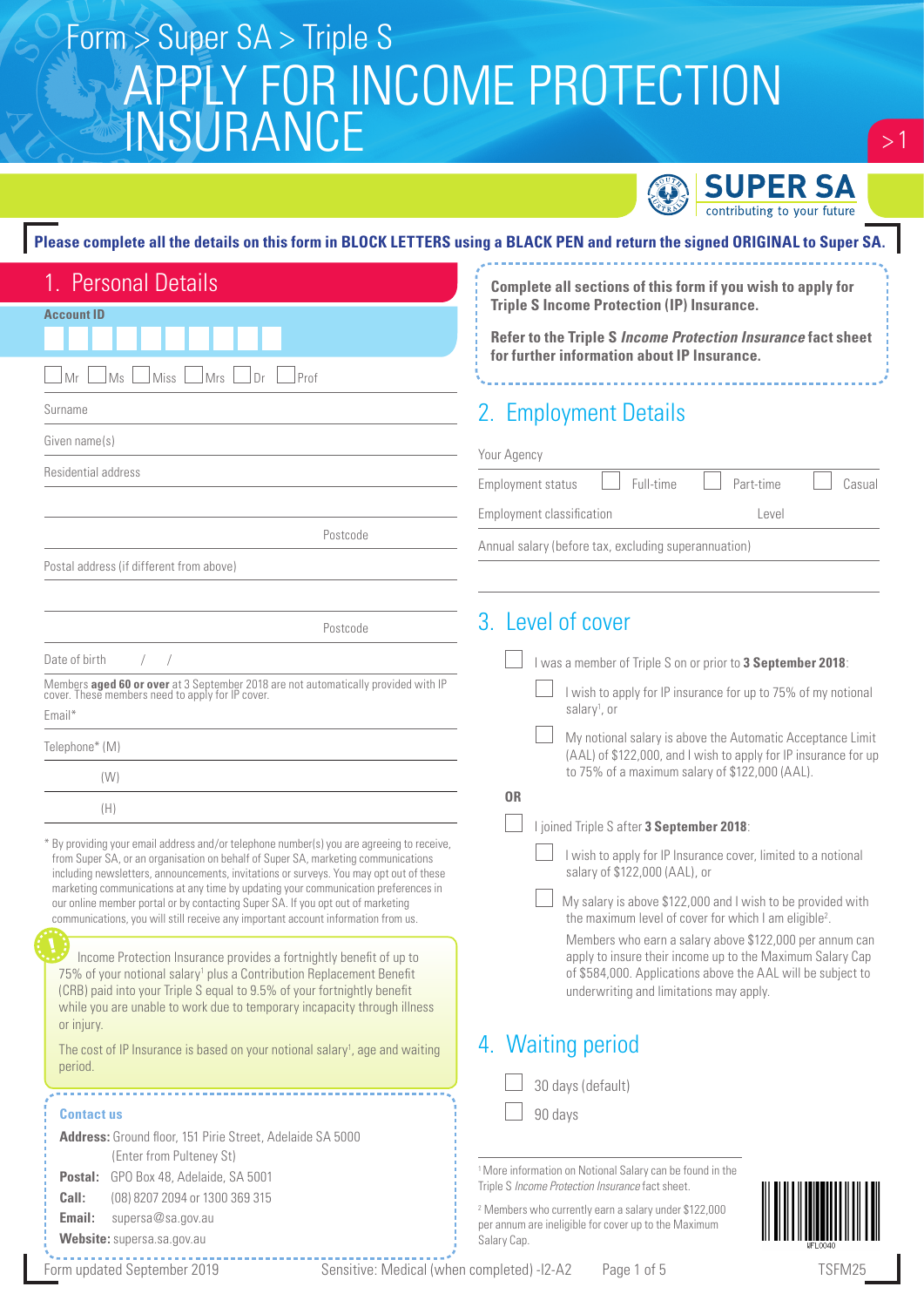Form > Super SA > Triple S

# APPLY FOR INCOME PROTECTION INSURANCE

SUPER SA contributing to your future

**Please complete all the details on this form in BLOCK LETTERS using a BLACK PEN and return the signed ORIGINAL to Super SA.**

## 1. Personal Details

**Account ID**

☐ Mr ☐ Ms ☐ Miss ☐ Mrs ☐ Dr ☐ Prof

Surname

Given name(s)

Residential address

Postcode

Postal address (if different from above)

Postcode

Date of birth / /

Members **aged 60 or over** at 3 September 2018 are not automatically provided with IP cover. These members need to apply for IP cover.

Email*

Telephone* (M)

(W)

(H)

\* By providing your email address and/or telephone number(s) you are agreeing to receive, from Super SA, or an organisation on behalf of Super SA, marketing communications including newsletters, announcements, invitations or surveys. You may opt out of these marketing communications at any time by updating your communication preferences in our online member portal or by contacting Super SA. If you opt out of marketing communications, you will still receive any important account information from us.

Income Protection Insurance provides a fortnightly benefit of up to 75% of your notional salary[1] plus a Contribution Replacement Benefit (CRB) paid into your Triple S equal to 9.5% of your fortnightly benefit while you are unable to work due to temporary incapacity through illness or injury.

The cost of IP Insurance is based on your notional salary[1], age and waiting period.

**Contact us**

**Address:** Ground floor, 151 Pirie Street, Adelaide SA 5000 (Enter from Pulteney St)

**Postal:** GPO Box 48, Adelaide, SA 5001

**Call:** (08) 8207 2094 or 1300 369 315

**Email:** supersa@sa.gov.au

**Website:** supersa.sa.gov.au

**Complete all sections of this form if you wish to apply for Triple S Income Protection (IP) Insurance.**

**Refer to the Triple S *Income Protection Insurance* fact sheet for further information about IP Insurance.**

## 2. Employment Details

Your Agency

Employment status ☐ Full-time ☐ Part-time ☐ Casual

Employment classification Level

Annual salary (before tax, excluding superannuation)

## 3. Level of cover

☐ I was a member of Triple S on or prior to **3 September 2018**:

- ☐ I wish to apply for IP insurance for up to 75% of my notional salary[1], or
- ☐ My notional salary is above the Automatic Acceptance Limit (AAL) of $122,000, and I wish to apply for IP insurance for up to 75% of a maximum salary of $122,000 (AAL).

**OR**

☐ I joined Triple S after **3 September 2018**:

- ☐ I wish to apply for IP Insurance cover, limited to a notional salary of $122,000 (AAL), or
- ☐ My salary is above $122,000 and I wish to be provided with the maximum level of cover for which I am eligible[2].

  Members who earn a salary above $122,000 per annum can apply to insure their income up to the Maximum Salary Cap of $584,000. Applications above the AAL will be subject to underwriting and limitations may apply.

## 4. Waiting period

☐ 30 days (default)

☐ 90 days

[1] More information on Notional Salary can be found in the Triple S *Income Protection Insurance* fact sheet.

[2] Members who currently earn a salary under $122,000 per annum are ineligible for cover up to the Maximum Salary Cap.

Form updated September 2019 Sensitive: Medical (when completed) -I2-A2 TSFM25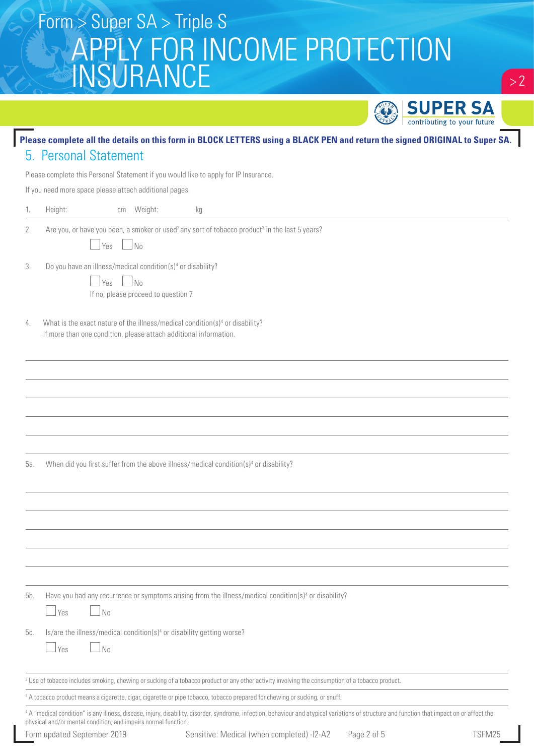Form > Super SA > Triple S

# APPLY FOR INCOME PROTECTION INSURANCE

**Please complete all the details on this form in BLOCK LETTERS using a BLACK PEN and return the signed ORIGINAL to Super SA.**

## 5. Personal Statement

Please complete this Personal Statement if you would like to apply for IP Insurance.

If you need more space please attach additional pages.

1. Height: ______ cm Weight: ______ kg

2. Are you, or have you been, a smoker or used[2] any sort of tobacco product[3] in the last 5 years?

   ☐ Yes ☐ No

3. Do you have an illness/medical condition(s)[4] or disability?

   ☐ Yes ☐ No

   If no, please proceed to question 7

4. What is the exact nature of the illness/medical condition(s)[4] or disability?
   If more than one condition, please attach additional information.

   ______________________________________________

   ______________________________________________

   ______________________________________________

   ______________________________________________

   ______________________________________________

5a. When did you first suffer from the above illness/medical condition(s)[4] or disability?

   ______________________________________________

   ______________________________________________

   ______________________________________________

   ______________________________________________

   ______________________________________________

5b. Have you had any recurrence or symptoms arising from the illness/medical condition(s)[4] or disability?

   ☐ Yes ☐ No

5c. Is/are the illness/medical condition(s)[4] or disability getting worse?

   ☐ Yes ☐ No

---

[2] Use of tobacco includes smoking, chewing or sucking of a tobacco product or any other activity involving the consumption of a tobacco product.

[3] A tobacco product means a cigarette, cigar, cigarette or pipe tobacco, tobacco prepared for chewing or sucking, or snuff.

[4] A "medical condition" is any illness, disease, injury, disability, disorder, syndrome, infection, behaviour and atypical variations of structure and function that impact on or affect the physical and/or mental condition, and impairs normal function.

Form updated September 2019 Sensitive: Medical (when completed) -I2-A2 TSFM25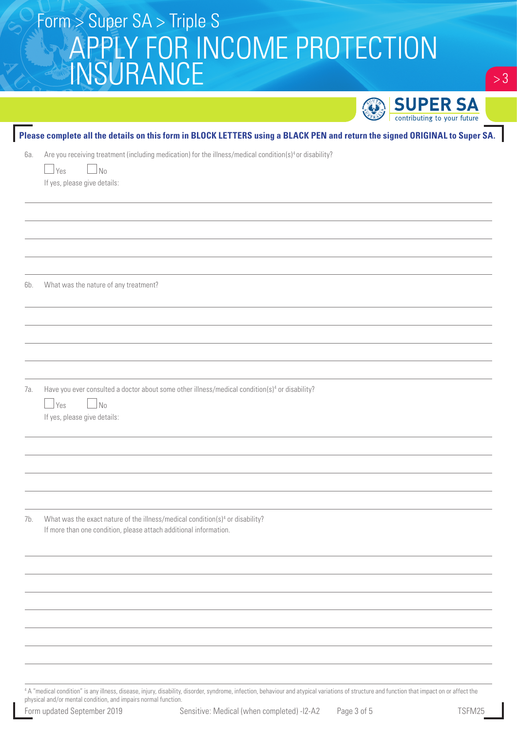Form > Super SA > Triple S

# APPLY FOR INCOME PROTECTION INSURANCE

**Please complete all the details on this form in BLOCK LETTERS using a BLACK PEN and return the signed ORIGINAL to Super SA.**

6a. Are you receiving treatment (including medication) for the illness/medical condition(s)[4] or disability?

☐ Yes ☐ No

If yes, please give details:

6b. What was the nature of any treatment?

7a. Have you ever consulted a doctor about some other illness/medical condition(s)[4] or disability?

☐ Yes ☐ No

If yes, please give details:

7b. What was the exact nature of the illness/medical condition(s)[4] or disability?
If more than one condition, please attach additional information.

[4] A "medical condition" is any illness, disease, injury, disability, disorder, syndrome, infection, behaviour and atypical variations of structure and function that impact on or affect the physical and/or mental condition, and impairs normal function.

Form updated September 2019 Sensitive: Medical (when completed) -I2-A2 TSFM25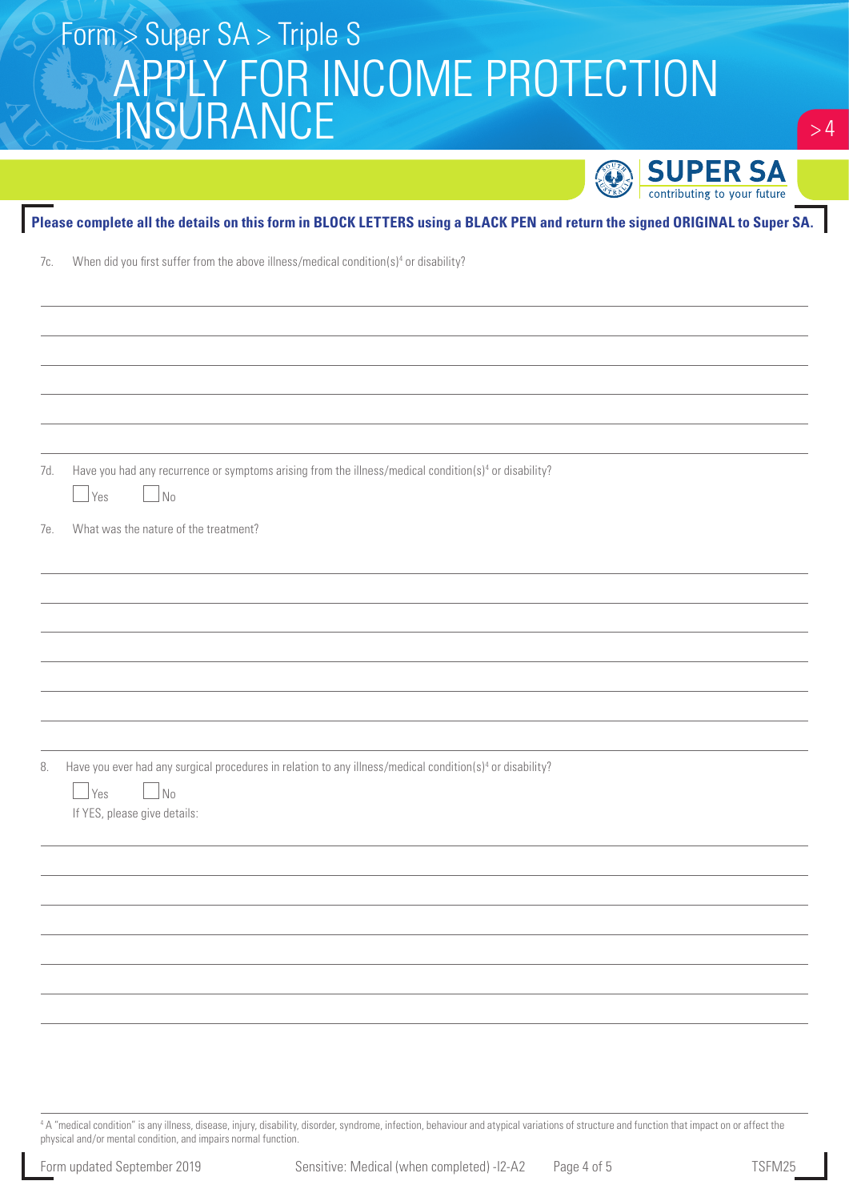**Please complete all the details on this form in BLOCK LETTERS using a BLACK PEN and return the signed ORIGINAL to Super SA.**

7c. When did you first suffer from the above illness/medical condition(s)[4] or disability?

7d. Have you had any recurrence or symptoms arising from the illness/medical condition(s)[4] or disability?

☐ Yes ☐ No

7e. What was the nature of the treatment?

8. Have you ever had any surgical procedures in relation to any illness/medical condition(s)[4] or disability?

☐ Yes ☐ No

If YES, please give details:

[4] A "medical condition" is any illness, disease, injury, disability, disorder, syndrome, infection, behaviour and atypical variations of structure and function that impact on or affect the physical and/or mental condition, and impairs normal function.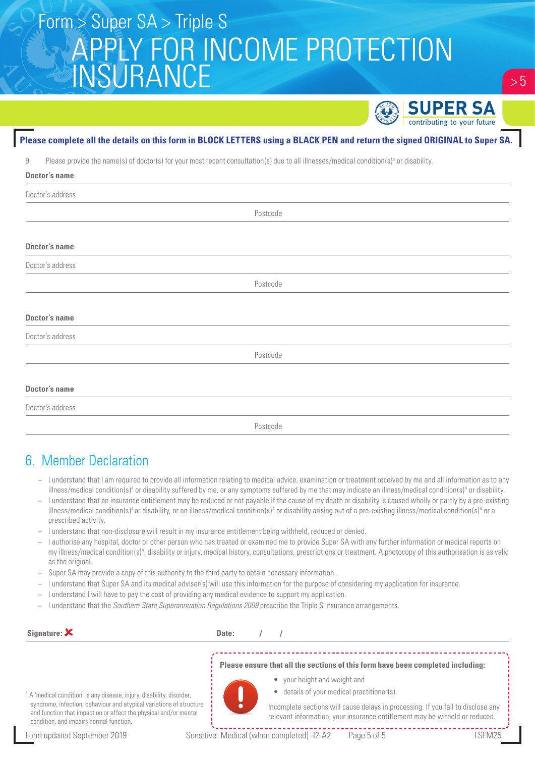# Form > Super SA > Triple S

# APPLY FOR INCOME PROTECTION INSURANCE

SUPER SA
contributing to your future

**Please complete all the details on this form in BLOCK LETTERS using a BLACK PEN and return the signed ORIGINAL to Super SA.**

9. Please provide the name(s) of doctor(s) for your most recent consultation(s) due to all illnesses/medical condition(s)[4] or disability.

**Doctor's name**

Doctor's address

Postcode

**Doctor's name**

Doctor's address

Postcode

**Doctor's name**

Doctor's address

Postcode

**Doctor's name**

Doctor's address

Postcode

## 6. Member Declaration

- I understand that I am required to provide all information relating to medical advice, examination or treatment received by me and all information as to any illness/medical condition(s)[4] or disability suffered by me, or any symptoms suffered by me that may indicate an illness/medical condition(s)[4] or disability.
- I understand that an insurance entitlement may be reduced or not payable if the cause of my death or disability is caused wholly or partly by a pre-existing illness/medical condition(s)[4] or disability, or an illness/medical condition(s)[4] or disability arising out of a pre-existing illness/medical condition(s)[4] or a prescribed activity.
- I understand that non-disclosure will result in my insurance entitlement being withheld, reduced or denied.
- I authorise any hospital, doctor or other person who has treated or examined me to provide Super SA with any further information or medical reports on my illness/medical condition(s)[4], disability or injury, medical history, consultations, prescriptions or treatment. A photocopy of this authorisation is as valid as the original.
- Super SA may provide a copy of this authority to the third party to obtain necessary information.
- I understand that Super SA and its medical adviser(s) will use this information for the purpose of considering my application for insurance.
- I understand I will have to pay the cost of providing any medical evidence to support my application.
- I understand that the *Southern State Superannuation Regulations 2009* prescribe the Triple S insurance arrangements.

**Signature:** ✘ **Date:** / /

**Please ensure that all the sections of this form have been completed including:**

- your height and weight and
- details of your medical practitioner(s).

Incomplete sections will cause delays in processing. If you fail to disclose any relevant information, your insurance entitlement may be withheld or reduced.

[4] A 'medical condition' is any disease, injury, disability, disorder, syndrome, infection, behaviour and atypical variations of structure and function that impact on or affect the physical and/or mental condition, and impairs normal function.

Form updated September 2019 Sensitive: Medical (when completed) -I2-A2 TSFM25